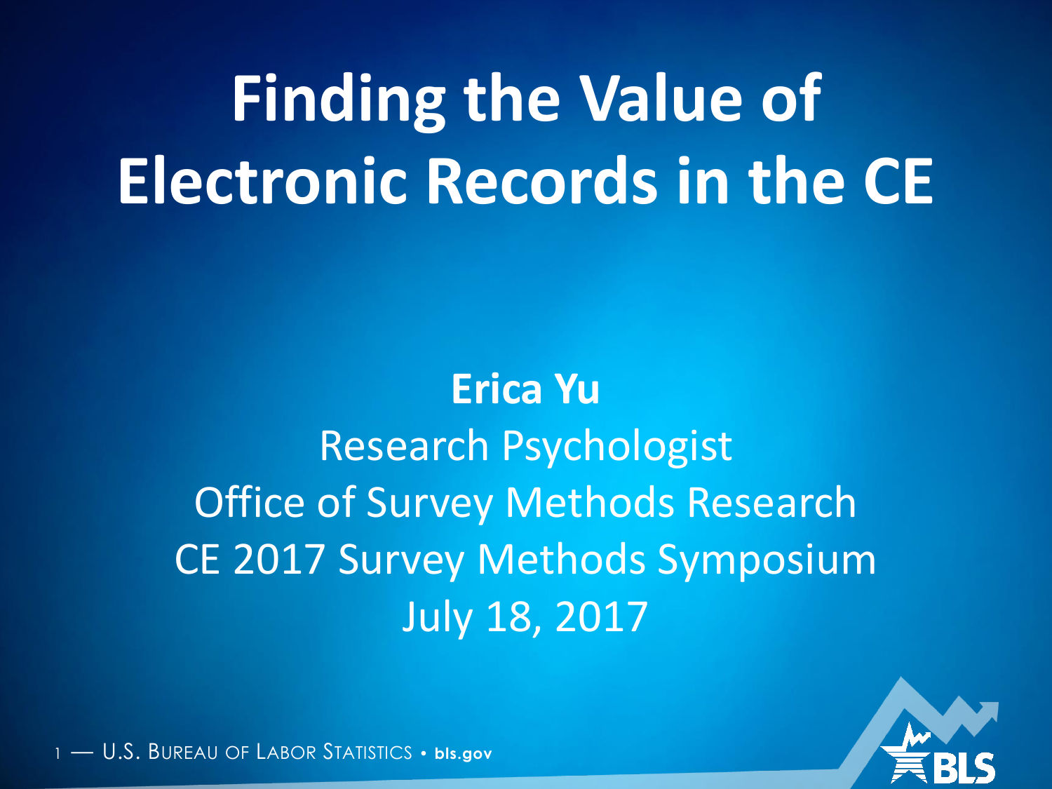# Finding the Value of Electronic Records in the CE

**Erica Yu**

Research Psychologist

Office of Survey Methods Research

CE 2017 Survey Methods Symposium

July 18, 2017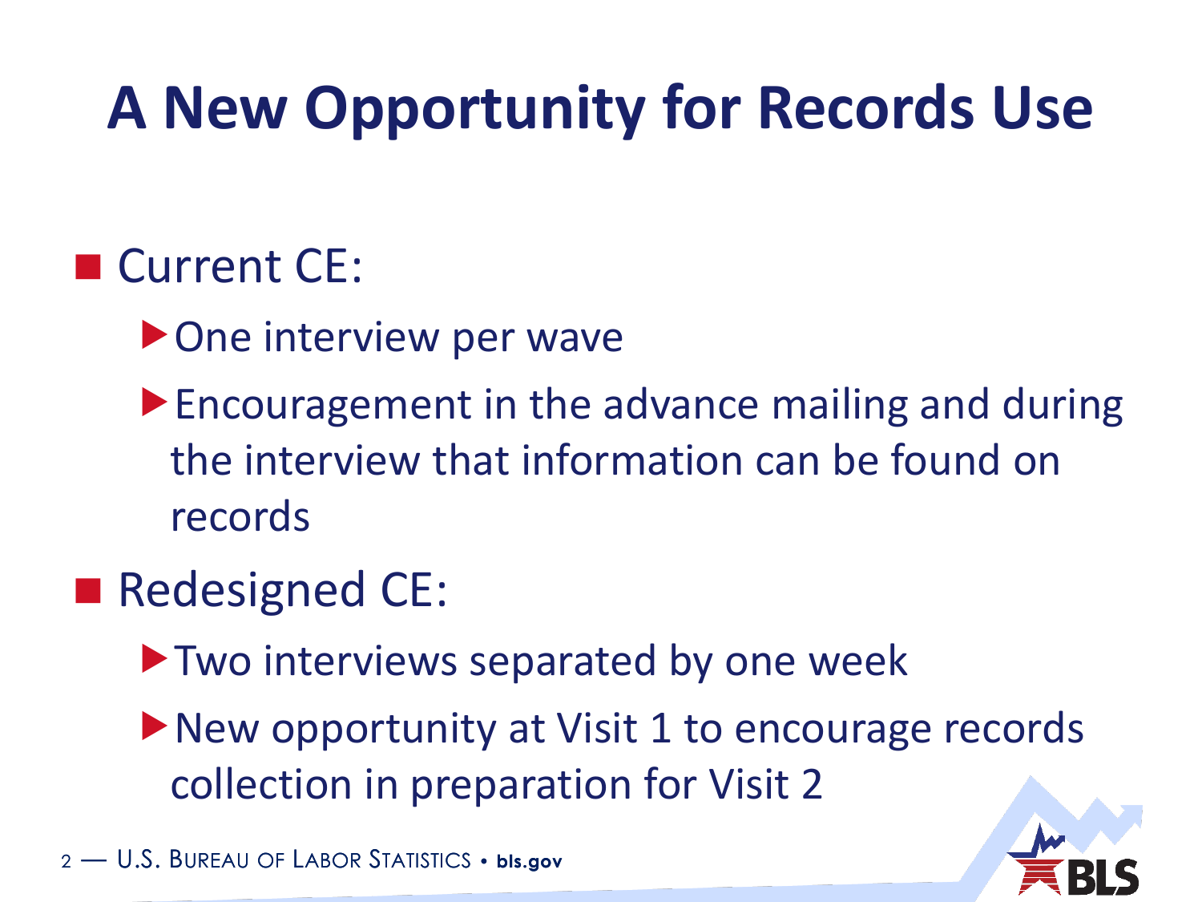# A New Opportunity for Records Use

- Current CE:
  - One interview per wave
  - Encouragement in the advance mailing and during the interview that information can be found on records
- Redesigned CE:
  - Two interviews separated by one week
  - New opportunity at Visit 1 to encourage records collection in preparation for Visit 2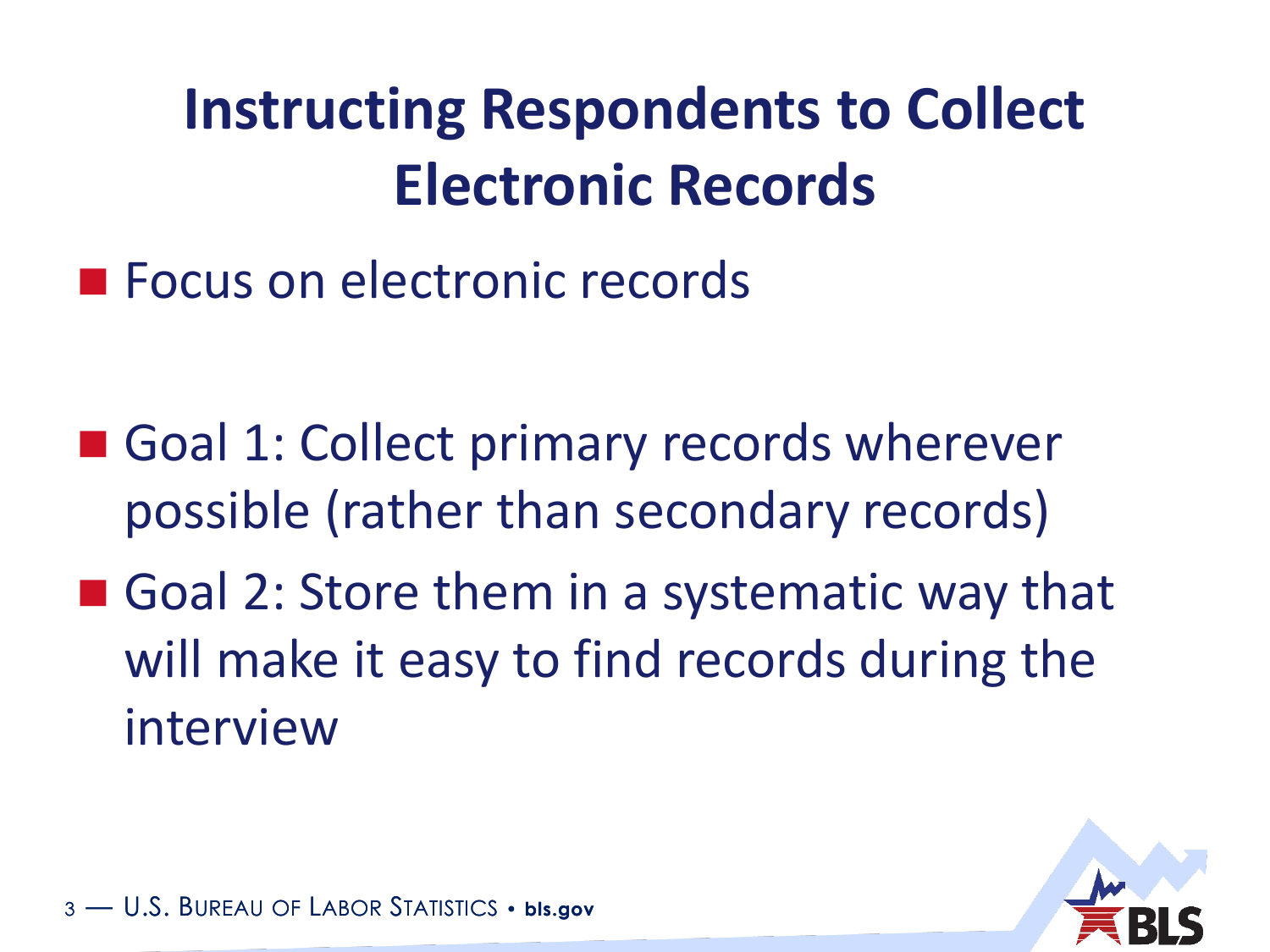# Instructing Respondents to Collect Electronic Records

- Focus on electronic records

- Goal 1: Collect primary records wherever possible (rather than secondary records)
- Goal 2: Store them in a systematic way that will make it easy to find records during the interview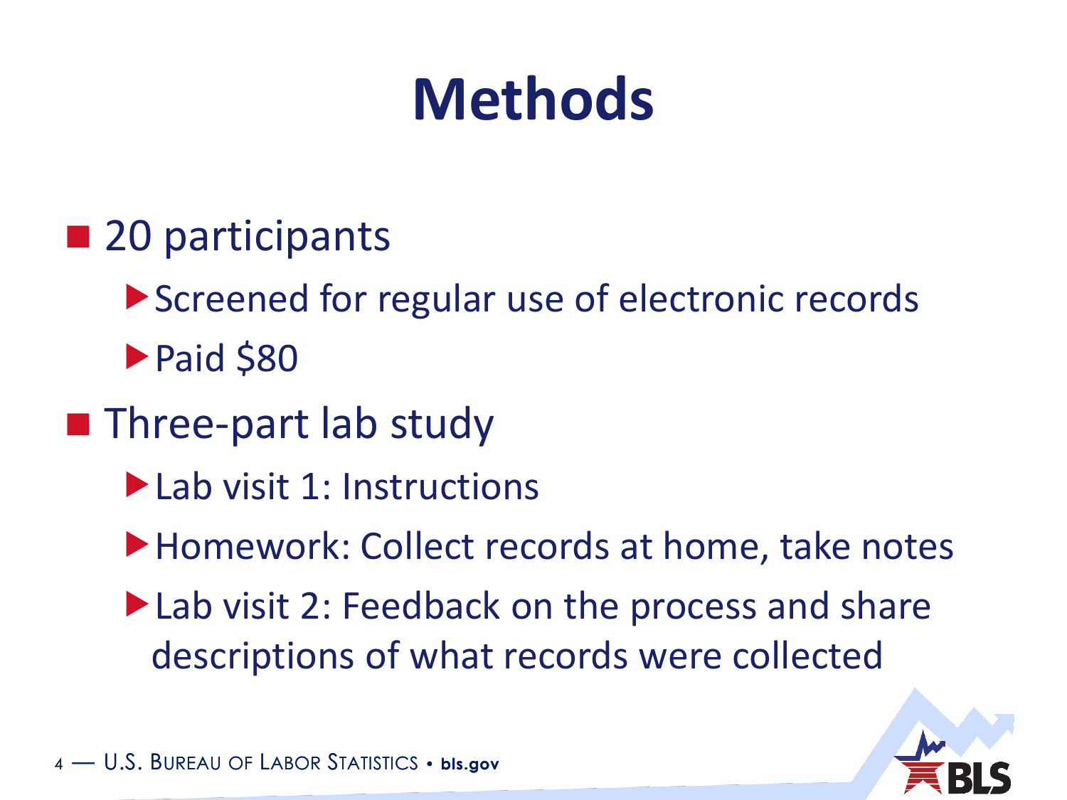# Methods

- 20 participants
  - Screened for regular use of electronic records
  - Paid $80
- Three-part lab study
  - Lab visit 1: Instructions
  - Homework: Collect records at home, take notes
  - Lab visit 2: Feedback on the process and share descriptions of what records were collected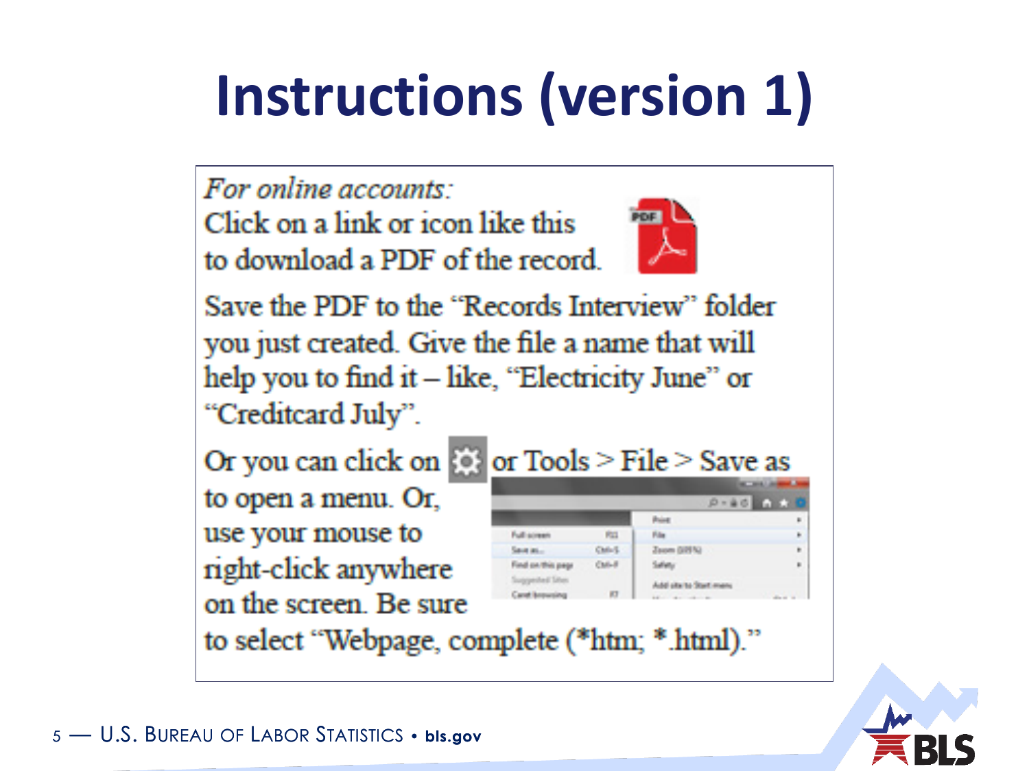# Instructions (version 1)

*For online accounts:*

Click on a link or icon like this to download a PDF of the record.

Save the PDF to the "Records Interview" folder you just created. Give the file a name that will help you to find it – like, "Electricity June" or "Creditcard July".

Or you can click on or Tools > File > Save as to open a menu. Or, use your mouse to right-click anywhere on the screen. Be sure to select "Webpage, complete (*htm; *.html)."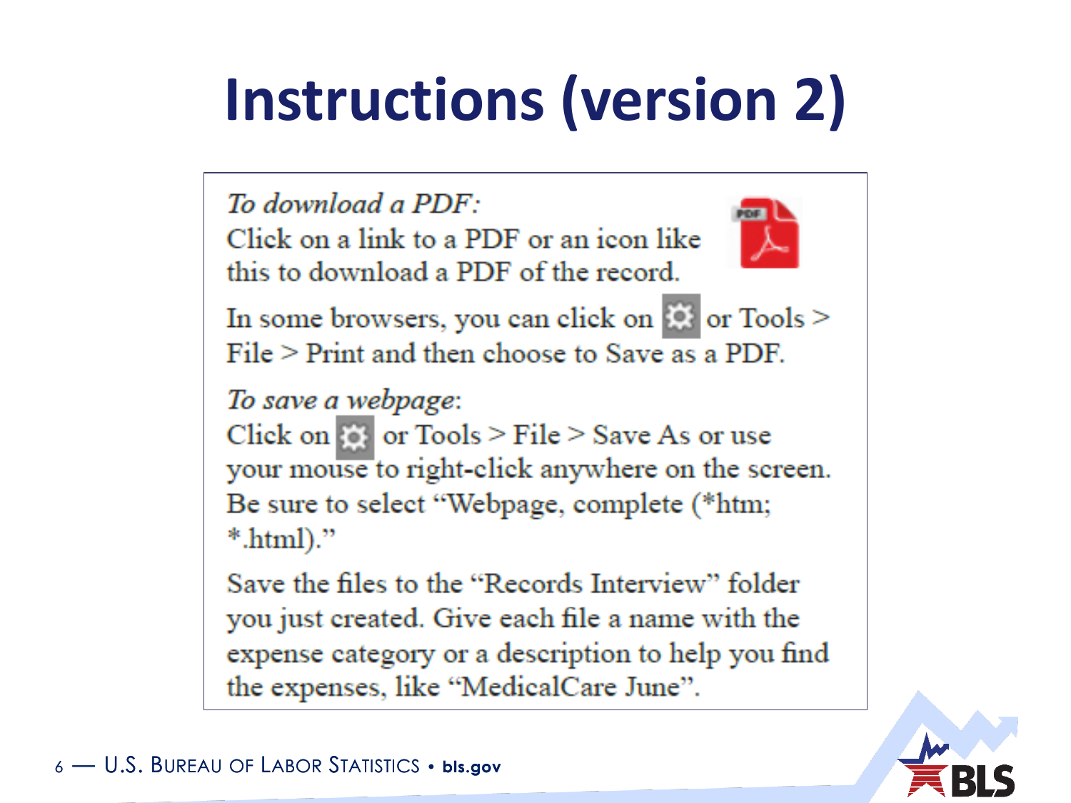# Instructions (version 2)

*To download a PDF:*
Click on a link to a PDF or an icon like this to download a PDF of the record.

In some browsers, you can click on or Tools > File > Print and then choose to Save as a PDF.

*To save a webpage*:
Click on or Tools > File > Save As or use your mouse to right-click anywhere on the screen. Be sure to select "Webpage, complete (*htm; *.html)."

Save the files to the "Records Interview" folder you just created. Give each file a name with the expense category or a description to help you find the expenses, like "MedicalCare June".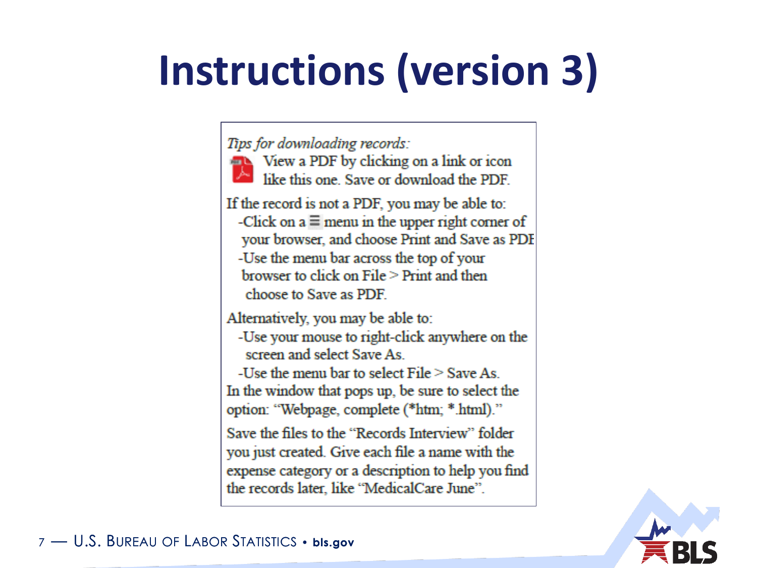# Instructions (version 3)

*Tips for downloading records:*

View a PDF by clicking on a link or icon like this one. Save or download the PDF.

If the record is not a PDF, you may be able to:

- -Click on a ≡ menu in the upper right corner of your browser, and choose Print and Save as PDF
- -Use the menu bar across the top of your browser to click on File > Print and then choose to Save as PDF.

Alternatively, you may be able to:

- -Use your mouse to right-click anywhere on the screen and select Save As.
- -Use the menu bar to select File > Save As.

In the window that pops up, be sure to select the option: "Webpage, complete (*htm; *.html)."

Save the files to the "Records Interview" folder you just created. Give each file a name with the expense category or a description to help you find the records later, like "MedicalCare June".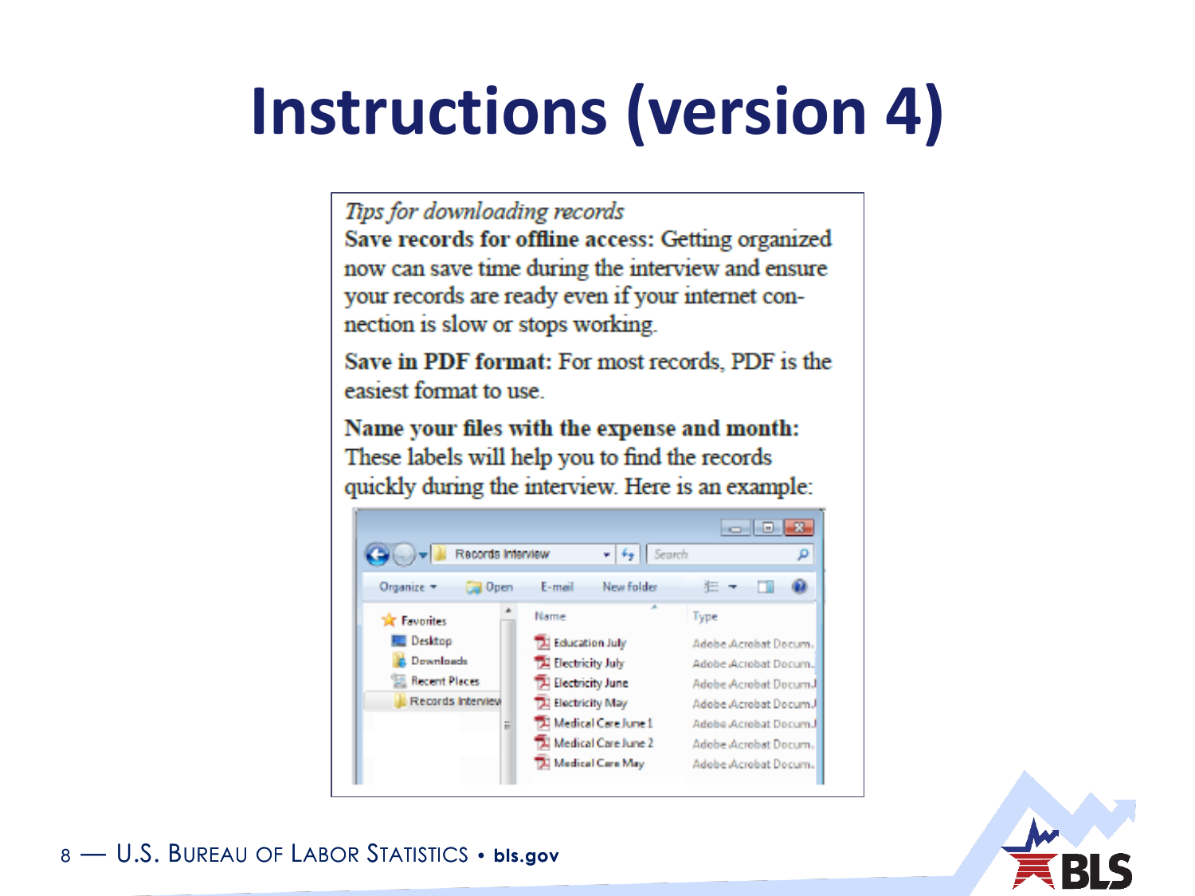# Instructions (version 4)

*Tips for downloading records*

**Save records for offline access:** Getting organized now can save time during the interview and ensure your records are ready even if your internet connection is slow or stops working.

**Save in PDF format:** For most records, PDF is the easiest format to use.

**Name your files with the expense and month:** These labels will help you to find the records quickly during the interview. Here is an example:

| Name | Type |
| --- | --- |
| Education July | Adobe Acrobat Docum... |
| Electricity July | Adobe Acrobat Docum... |
| Electricity June | Adobe Acrobat Docum... |
| Electricity May | Adobe Acrobat Docum... |
| Medical Care June 1 | Adobe Acrobat Docum... |
| Medical Care June 2 | Adobe Acrobat Docum... |
| Medical Care May | Adobe Acrobat Docum... |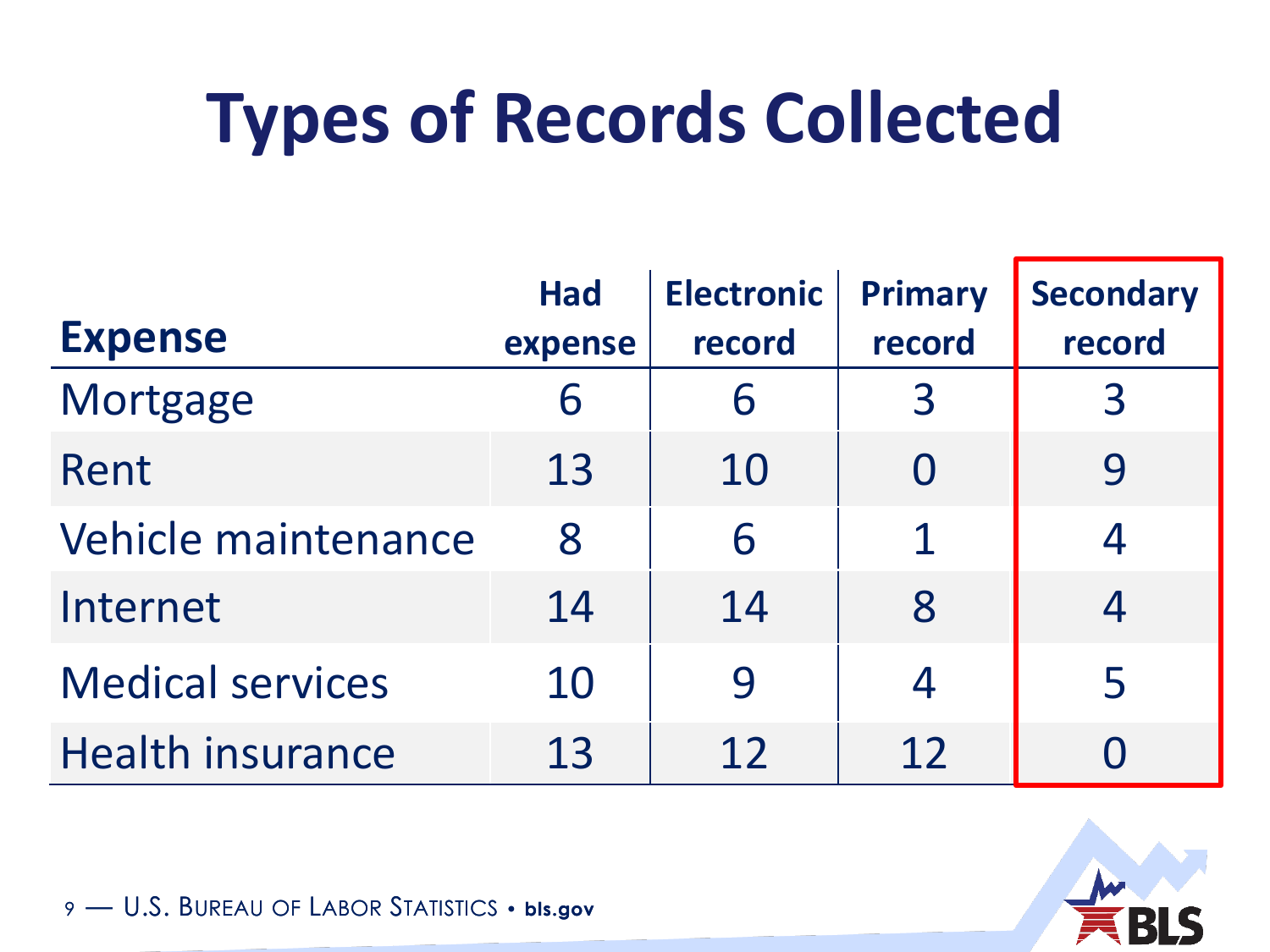# Types of Records Collected

| Expense | Had expense | Electronic record | Primary record | Secondary record |
|---|---|---|---|---|
| Mortgage | 6 | 6 | 3 | 3 |
| Rent | 13 | 10 | 0 | 9 |
| Vehicle maintenance | 8 | 6 | 1 | 4 |
| Internet | 14 | 14 | 8 | 4 |
| Medical services | 10 | 9 | 4 | 5 |
| Health insurance | 13 | 12 | 12 | 0 |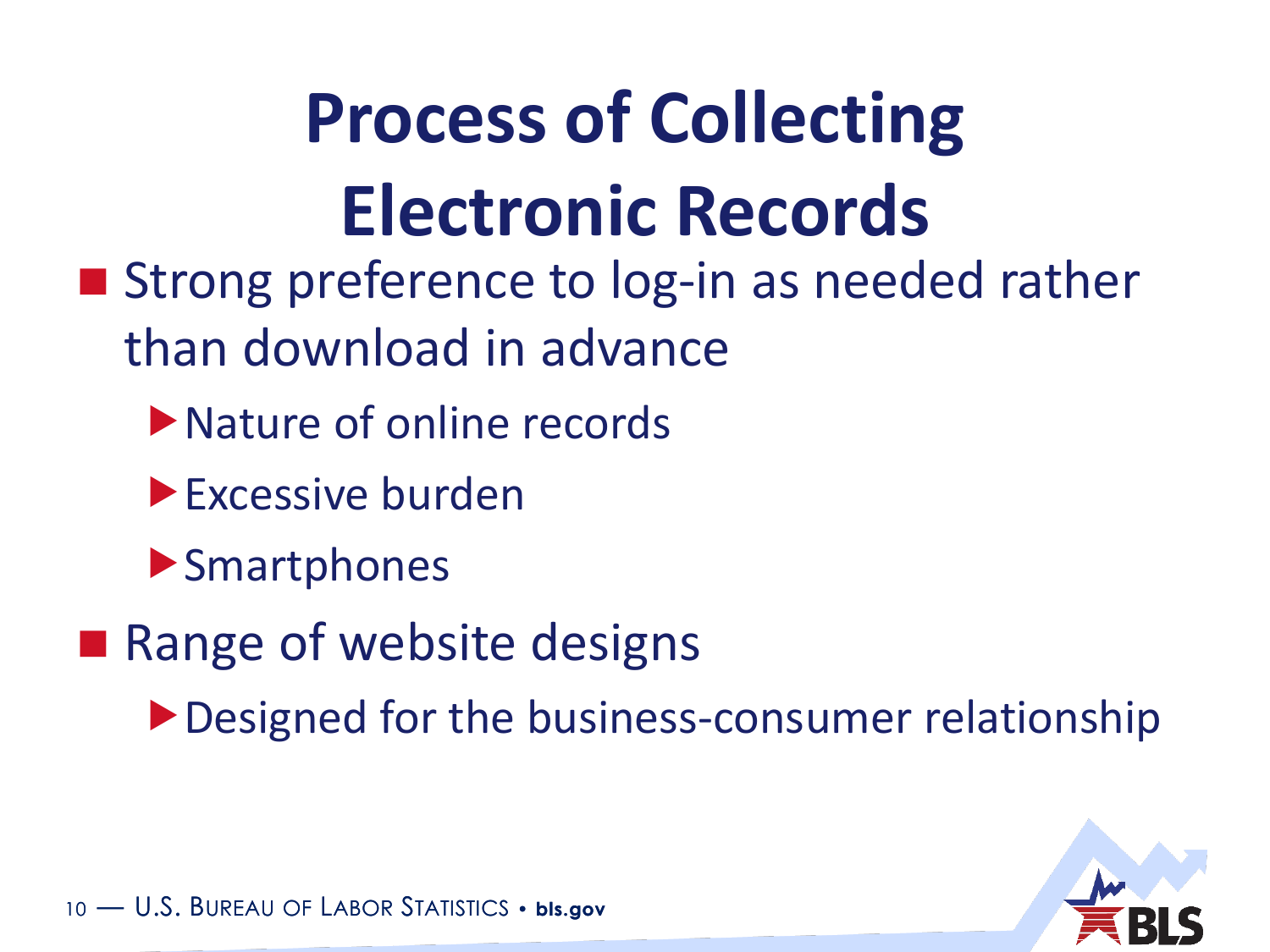# Process of Collecting Electronic Records

- Strong preference to log-in as needed rather than download in advance
  - Nature of online records
  - Excessive burden
  - Smartphones
- Range of website designs
  - Designed for the business-consumer relationship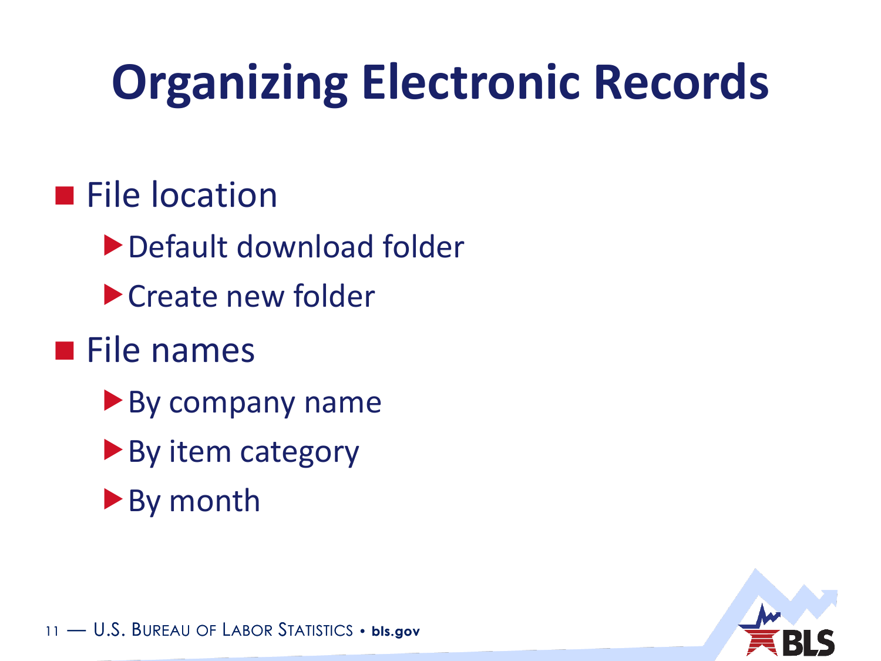# Organizing Electronic Records

- File location
  - Default download folder
  - Create new folder
- File names
  - By company name
  - By item category
  - By month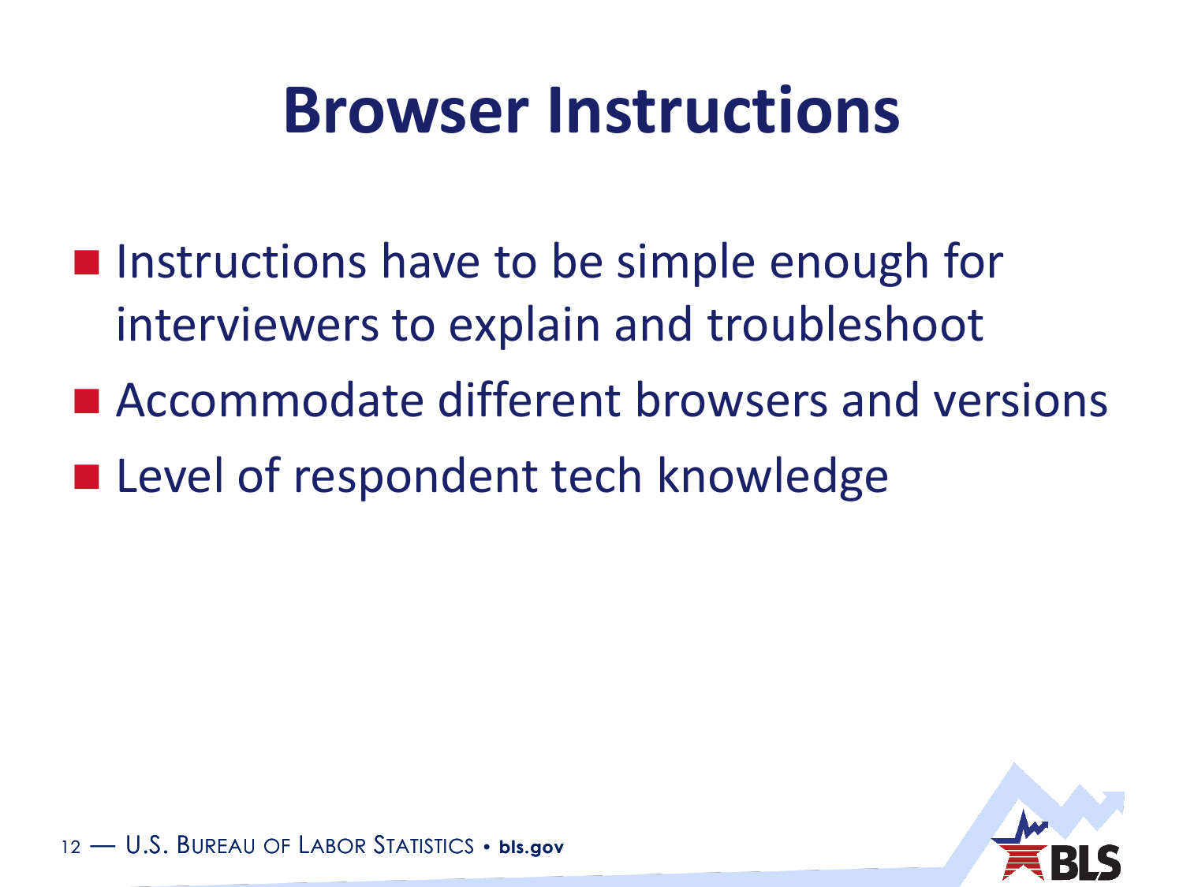# Browser Instructions

- Instructions have to be simple enough for interviewers to explain and troubleshoot
- Accommodate different browsers and versions
- Level of respondent tech knowledge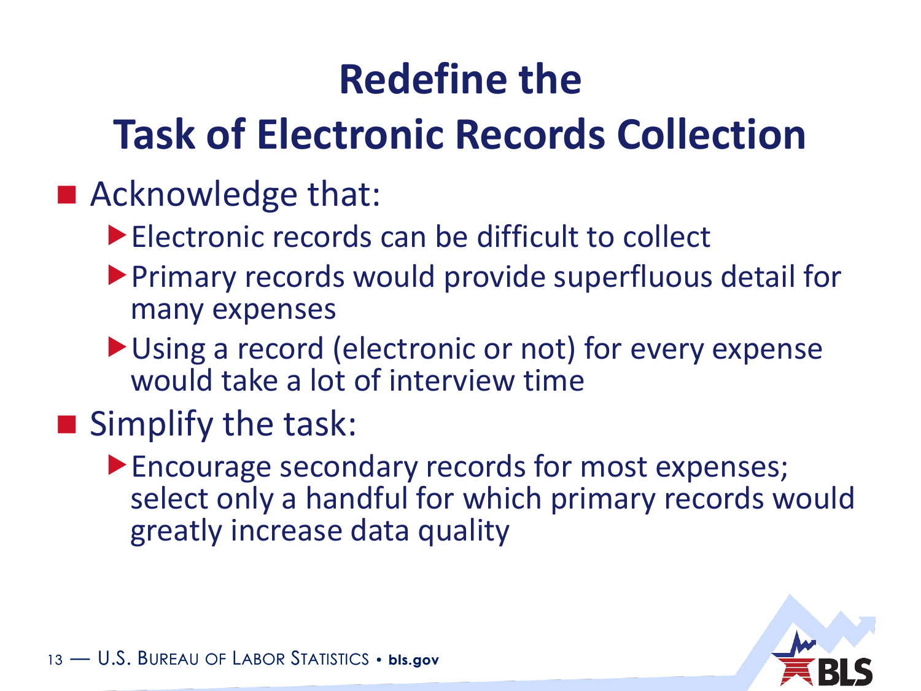# Redefine the Task of Electronic Records Collection

- Acknowledge that:
  - Electronic records can be difficult to collect
  - Primary records would provide superfluous detail for many expenses
  - Using a record (electronic or not) for every expense would take a lot of interview time
- Simplify the task:
  - Encourage secondary records for most expenses; select only a handful for which primary records would greatly increase data quality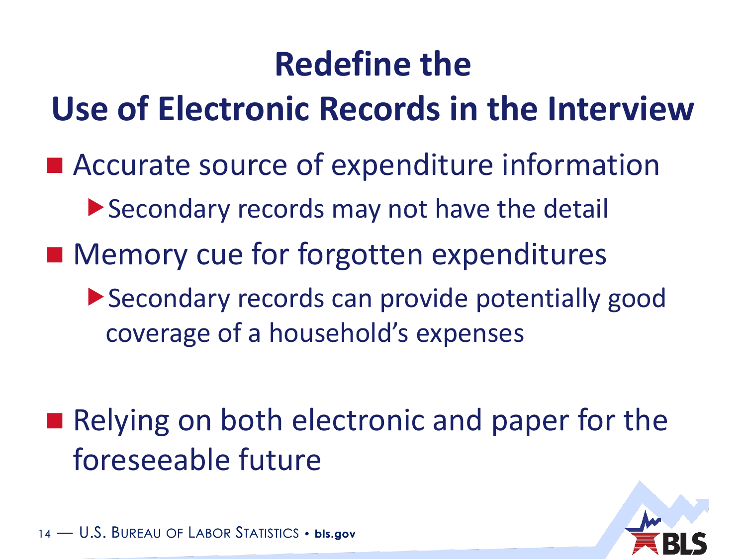# Redefine the Use of Electronic Records in the Interview

- Accurate source of expenditure information
  - Secondary records may not have the detail
- Memory cue for forgotten expenditures
  - Secondary records can provide potentially good coverage of a household's expenses

- Relying on both electronic and paper for the foreseeable future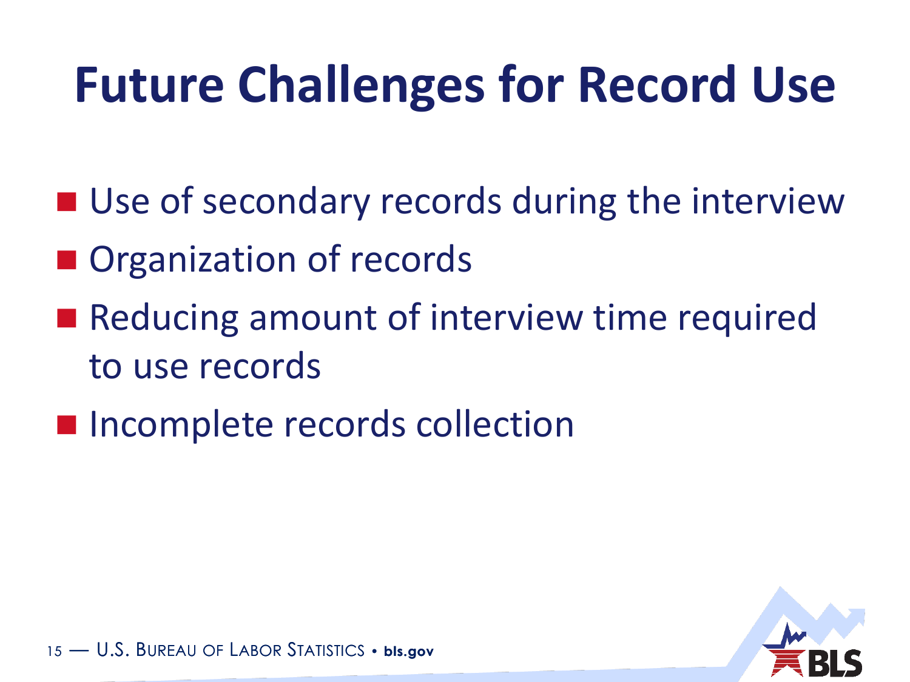# Future Challenges for Record Use

- Use of secondary records during the interview
- Organization of records
- Reducing amount of interview time required to use records
- Incomplete records collection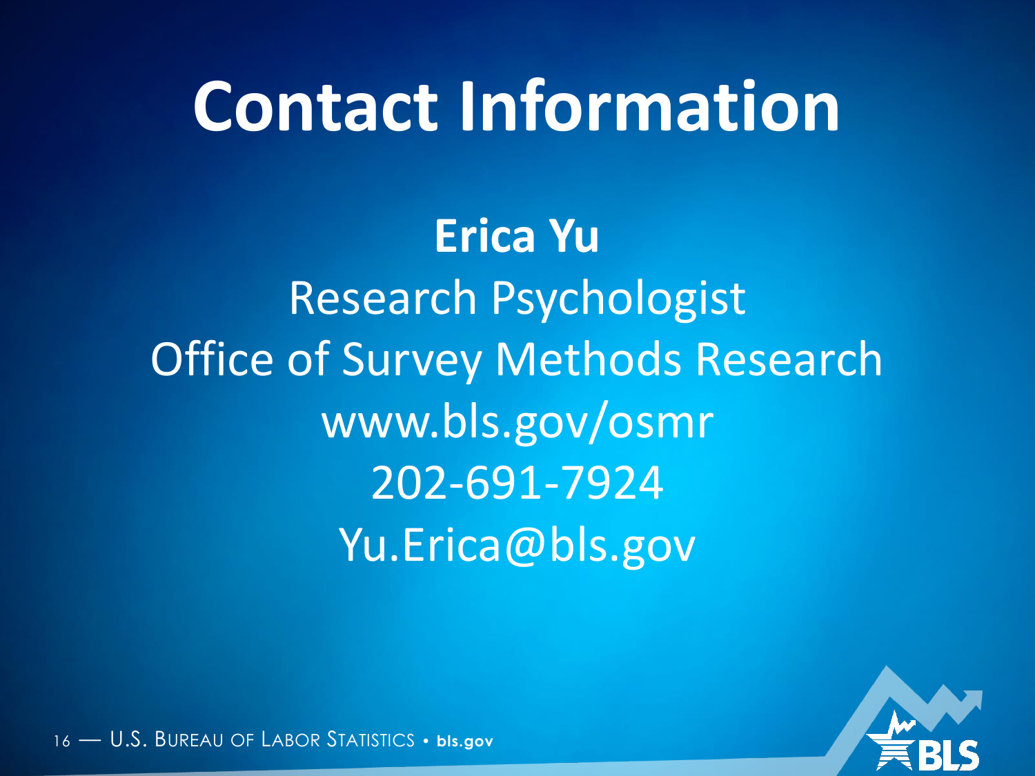# Contact Information

**Erica Yu**

Research Psychologist

Office of Survey Methods Research

www.bls.gov/osmr

202-691-7924

Yu.Erica@bls.gov